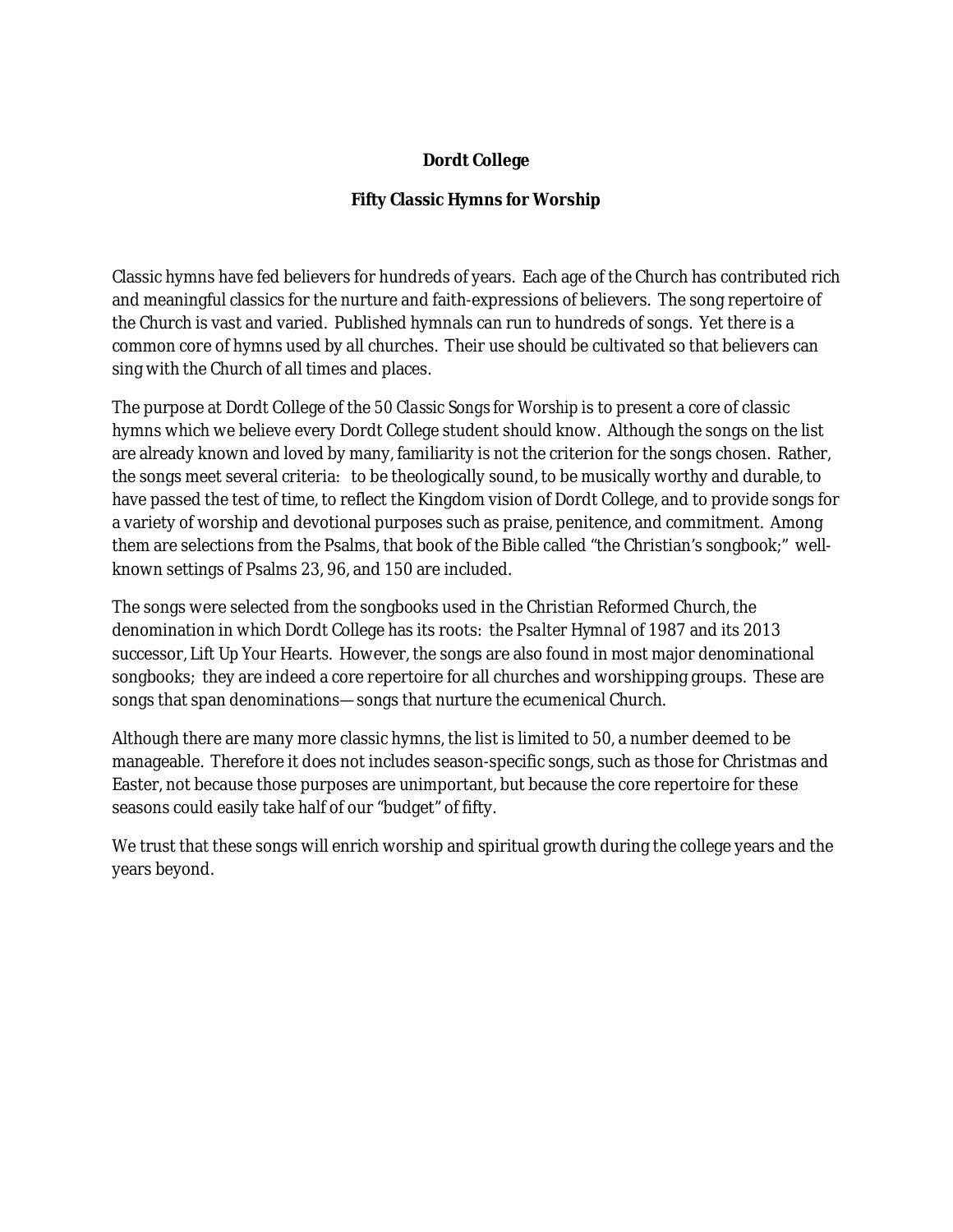**Dordt College**

**Fifty Classic Hymns for Worship**

Classic hymns have fed believers for hundreds of years. Each age of the Church has contributed rich and meaningful classics for the nurture and faith-expressions of believers. The song repertoire of the Church is vast and varied. Published hymnals can run to hundreds of songs. Yet there is a common core of hymns used by all churches. Their use should be cultivated so that believers can sing with the Church of all times and places.

The purpose at Dordt College of the *50 Classic Songs for Worship* is to present a core of classic hymns which we believe every Dordt College student should know. Although the songs on the list are already known and loved by many, familiarity is not the criterion for the songs chosen. Rather, the songs meet several criteria: to be theologically sound, to be musically worthy and durable, to have passed the test of time, to reflect the Kingdom vision of Dordt College, and to provide songs for a variety of worship and devotional purposes such as praise, penitence, and commitment. Among them are selections from the Psalms, that book of the Bible called "the Christian's songbook;" well-known settings of Psalms 23, 96, and 150 are included.

The songs were selected from the songbooks used in the Christian Reformed Church, the denomination in which Dordt College has its roots: the *Psalter Hymnal* of 1987 and its 2013 successor, *Lift Up Your Hearts*. However, the songs are also found in most major denominational songbooks; they are indeed a core repertoire for all churches and worshipping groups. These are songs that span denominations— songs that nurture the ecumenical Church.

Although there are many more classic hymns, the list is limited to 50, a number deemed to be manageable. Therefore it does not includes season-specific songs, such as those for Christmas and Easter, not because those purposes are unimportant, but because the core repertoire for these seasons could easily take half of our "budget" of fifty.

We trust that these songs will enrich worship and spiritual growth during the college years and the years beyond.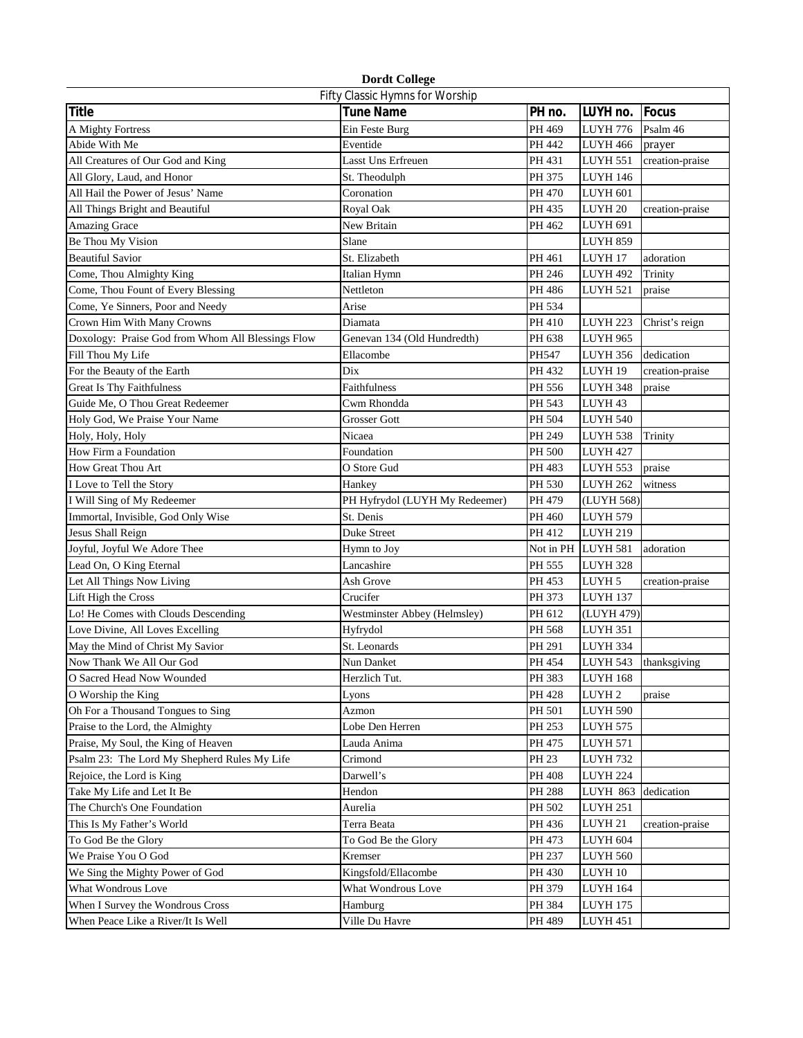**Dordt College**

| Fifty Classic Hymns for Worship | | | | |
|---|---|---|---|---|
| **Title** | **Tune Name** | **PH no.** | **LUYH no.** | **Focus** |
| A Mighty Fortress | Ein Feste Burg | PH 469 | LUYH 776 | Psalm 46 |
| Abide With Me | Eventide | PH 442 | LUYH 466 | prayer |
| All Creatures of Our God and King | Lasst Uns Erfreuen | PH 431 | LUYH 551 | creation-praise |
| All Glory, Laud, and Honor | St. Theodulph | PH 375 | LUYH 146 | |
| All Hail the Power of Jesus' Name | Coronation | PH 470 | LUYH 601 | |
| All Things Bright and Beautiful | Royal Oak | PH 435 | LUYH 20 | creation-praise |
| Amazing Grace | New Britain | PH 462 | LUYH 691 | |
| Be Thou My Vision | Slane | | LUYH 859 | |
| Beautiful Savior | St. Elizabeth | PH 461 | LUYH 17 | adoration |
| Come, Thou Almighty King | Italian Hymn | PH 246 | LUYH 492 | Trinity |
| Come, Thou Fount of Every Blessing | Nettleton | PH 486 | LUYH 521 | praise |
| Come, Ye Sinners, Poor and Needy | Arise | PH 534 | | |
| Crown Him With Many Crowns | Diamata | PH 410 | LUYH 223 | Christ's reign |
| Doxology: Praise God from Whom All Blessings Flow | Genevan 134 (Old Hundredth) | PH 638 | LUYH 965 | |
| Fill Thou My Life | Ellacombe | PH547 | LUYH 356 | dedication |
| For the Beauty of the Earth | Dix | PH 432 | LUYH 19 | creation-praise |
| Great Is Thy Faithfulness | Faithfulness | PH 556 | LUYH 348 | praise |
| Guide Me, O Thou Great Redeemer | Cwm Rhondda | PH 543 | LUYH 43 | |
| Holy God, We Praise Your Name | Grosser Gott | PH 504 | LUYH 540 | |
| Holy, Holy, Holy | Nicaea | PH 249 | LUYH 538 | Trinity |
| How Firm a Foundation | Foundation | PH 500 | LUYH 427 | |
| How Great Thou Art | O Store Gud | PH 483 | LUYH 553 | praise |
| I Love to Tell the Story | Hankey | PH 530 | LUYH 262 | witness |
| I Will Sing of My Redeemer | PH Hyfrydol (LUYH My Redeemer) | PH 479 | (LUYH 568) | |
| Immortal, Invisible, God Only Wise | St. Denis | PH 460 | LUYH 579 | |
| Jesus Shall Reign | Duke Street | PH 412 | LUYH 219 | |
| Joyful, Joyful We Adore Thee | Hymn to Joy | Not in PH | LUYH 581 | adoration |
| Lead On, O King Eternal | Lancashire | PH 555 | LUYH 328 | |
| Let All Things Now Living | Ash Grove | PH 453 | LUYH 5 | creation-praise |
| Lift High the Cross | Crucifer | PH 373 | LUYH 137 | |
| Lo! He Comes with Clouds Descending | Westminster Abbey (Helmsley) | PH 612 | (LUYH 479) | |
| Love Divine, All Loves Excelling | Hyfrydol | PH 568 | LUYH 351 | |
| May the Mind of Christ My Savior | St. Leonards | PH 291 | LUYH 334 | |
| Now Thank We All Our God | Nun Danket | PH 454 | LUYH 543 | thanksgiving |
| O Sacred Head Now Wounded | Herzlich Tut. | PH 383 | LUYH 168 | |
| O Worship the King | Lyons | PH 428 | LUYH 2 | praise |
| Oh For a Thousand Tongues to Sing | Azmon | PH 501 | LUYH 590 | |
| Praise to the Lord, the Almighty | Lobe Den Herren | PH 253 | LUYH 575 | |
| Praise, My Soul, the King of Heaven | Lauda Anima | PH 475 | LUYH 571 | |
| Psalm 23: The Lord My Shepherd Rules My Life | Crimond | PH 23 | LUYH 732 | |
| Rejoice, the Lord is King | Darwell's | PH 408 | LUYH 224 | |
| Take My Life and Let It Be | Hendon | PH 288 | LUYH 863 | dedication |
| The Church's One Foundation | Aurelia | PH 502 | LUYH 251 | |
| This Is My Father's World | Terra Beata | PH 436 | LUYH 21 | creation-praise |
| To God Be the Glory | To God Be the Glory | PH 473 | LUYH 604 | |
| We Praise You O God | Kremser | PH 237 | LUYH 560 | |
| We Sing the Mighty Power of God | Kingsfold/Ellacombe | PH 430 | LUYH 10 | |
| What Wondrous Love | What Wondrous Love | PH 379 | LUYH 164 | |
| When I Survey the Wondrous Cross | Hamburg | PH 384 | LUYH 175 | |
| When Peace Like a River/It Is Well | Ville Du Havre | PH 489 | LUYH 451 | |